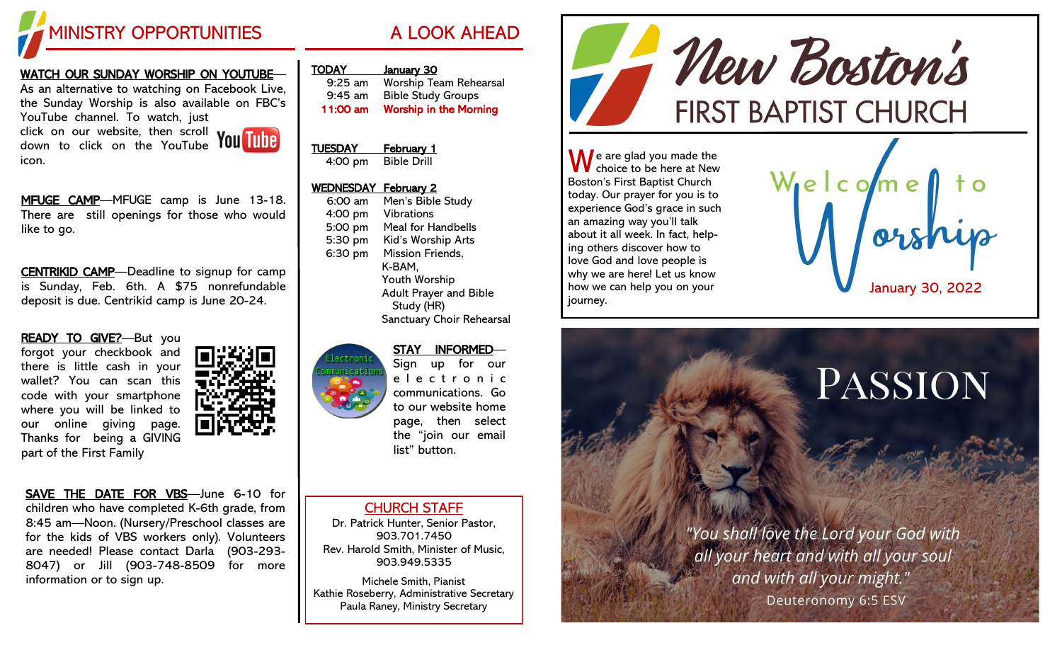# MINISTRY OPPORTUNITIES

**WATCH OUR SUNDAY WORSHIP ON YOUTUBE**—As an alternative to watching on Facebook Live, the Sunday Worship is also available on FBC's YouTube channel. To watch, just click on our website, then scroll down to click on the YouTube icon.

**MFUGE CAMP**—MFUGE camp is June 13-18. There are still openings for those who would like to go.

**CENTRIKID CAMP**—Deadline to signup for camp is Sunday, Feb. 6th. A $75 nonrefundable deposit is due. Centrikid camp is June 20-24.

**READY TO GIVE?**—But you forgot your checkbook and there is little cash in your wallet? You can scan this code with your smartphone where you will be linked to our online giving page. Thanks for being a GIVING part of the First Family

**SAVE THE DATE FOR VBS**—June 6-10 for children who have completed K-6th grade, from 8:45 am—Noon. (Nursery/Preschool classes are for the kids of VBS workers only). Volunteers are needed! Please contact Darla (903-293-8047) or Jill (903-748-8509 for more information or to sign up.

# A LOOK AHEAD

**TODAY — January 30**
- 9:25 am Worship Team Rehearsal
- 9:45 am Bible Study Groups
- **11:00 am Worship in the Morning**

**TUESDAY — February 1**
- 4:00 pm Bible Drill

**WEDNESDAY — February 2**
- 6:00 am Men's Bible Study
- 4:00 pm Vibrations
- 5:00 pm Meal for Handbells
- 5:30 pm Kid's Worship Arts
- 6:30 pm Mission Friends, K-BAM, Youth Worship, Adult Prayer and Bible Study (HR), Sanctuary Choir Rehearsal

**STAY INFORMED**—Sign up for our electronic communications. Go to our website home page, then select the "join our email list" button.

## CHURCH STAFF

Dr. Patrick Hunter, Senior Pastor, 903.701.7450
Rev. Harold Smith, Minister of Music, 903.949.5335

Michele Smith, Pianist
Kathie Roseberry, Administrative Secretary
Paula Raney, Ministry Secretary

# New Boston's FIRST BAPTIST CHURCH

We are glad you made the choice to be here at New Boston's First Baptist Church today. Our prayer for you is to experience God's grace in such an amazing way you'll talk about it all week. In fact, helping others discover how to love God and love people is why we are here! Let us know how we can help you on your journey.

## Welcome to Worship

January 30, 2022

## PASSION

*"You shall love the Lord your God with all your heart and with all your soul and with all your might."*
Deuteronomy 6:5 ESV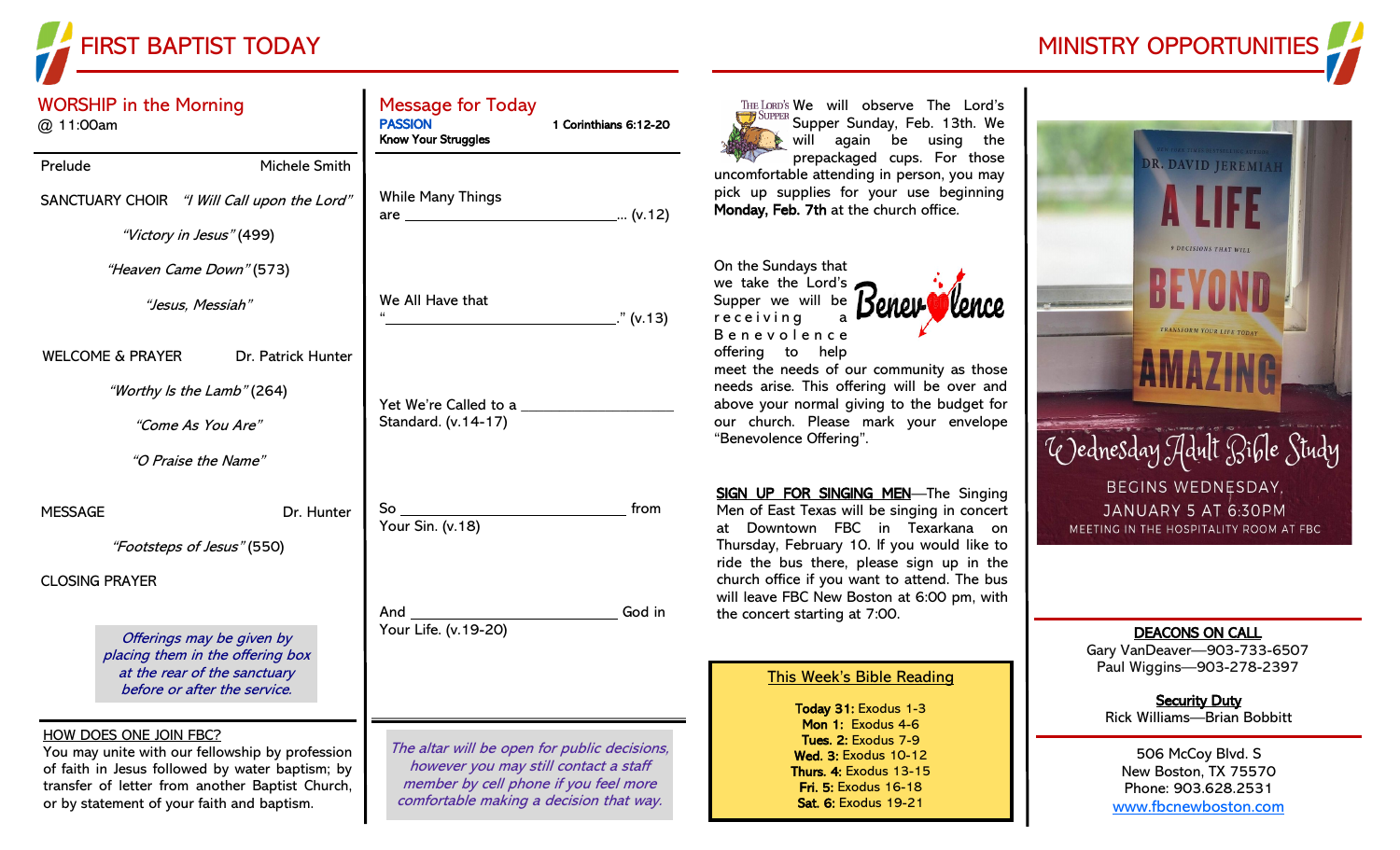# FIRST BAPTIST TODAY

## WORSHIP in the Morning

@ 11:00am

Prelude — Michele Smith

SANCTUARY CHOIR *"I Will Call upon the Lord"*

*"Victory in Jesus"* (499)

*"Heaven Came Down"* (573)

*"Jesus, Messiah"*

WELCOME & PRAYER — Dr. Patrick Hunter

*"Worthy Is the Lamb"* (264)

*"Come As You Are"*

*"O Praise the Name"*

MESSAGE — Dr. Hunter

*"Footsteps of Jesus"* (550)

CLOSING PRAYER

*Offerings may be given by placing them in the offering box at the rear of the sanctuary before or after the service.*

### HOW DOES ONE JOIN FBC?

You may unite with our fellowship by profession of faith in Jesus followed by water baptism; by transfer of letter from another Baptist Church, or by statement of your faith and baptism.

## Message for Today

**PASSION** — **1 Corinthians 6:12-20**

**Know Your Struggles**

While Many Things are ______________________... (v.12)

We All Have that "______________________." (v.13)

Yet We're Called to a ______________ Standard. (v.14-17)

So ______________________ from Your Sin. (v.18)

And ______________________ God in Your Life. (v.19-20)

*The altar will be open for public decisions, however you may still contact a staff member by cell phone if you feel more comfortable making a decision that way.*

# MINISTRY OPPORTUNITIES

The Lord's Supper

We will observe The Lord's Supper Sunday, Feb. 13th. We will again be using the prepackaged cups. For those uncomfortable attending in person, you may pick up supplies for your use beginning **Monday, Feb. 7th** at the church office.

Benevolence

On the Sundays that we take the Lord's Supper we will be receiving a Benevolence offering to help meet the needs of our community as those needs arise. This offering will be over and above your normal giving to the budget for our church. Please mark your envelope "Benevolence Offering".

**SIGN UP FOR SINGING MEN**—The Singing Men of East Texas will be singing in concert at Downtown FBC in Texarkana on Thursday, February 10. If you would like to ride the bus there, please sign up in the church office if you want to attend. The bus will leave FBC New Boston at 6:00 pm, with the concert starting at 7:00.

### This Week's Bible Reading

**Today 31:** Exodus 1-3
**Mon 1:** Exodus 4-6
**Tues. 2:** Exodus 7-9
**Wed. 3:** Exodus 10-12
**Thurs. 4:** Exodus 13-15
**Fri. 5:** Exodus 16-18
**Sat. 6:** Exodus 19-21

DR. DAVID JEREMIAH
A LIFE BEYOND AMAZING
9 DECISIONS THAT WILL TRANSFORM YOUR LIFE TODAY

Wednesday Adult Bible Study
BEGINS WEDNESDAY, JANUARY 5 AT 6:30PM
MEETING IN THE HOSPITALITY ROOM AT FBC

**DEACONS ON CALL**
Gary VanDeaver—903-733-6507
Paul Wiggins—903-278-2397

**Security Duty**
Rick Williams—Brian Bobbitt

506 McCoy Blvd. S
New Boston, TX 75570
Phone: 903.628.2531
www.fbcnewboston.com